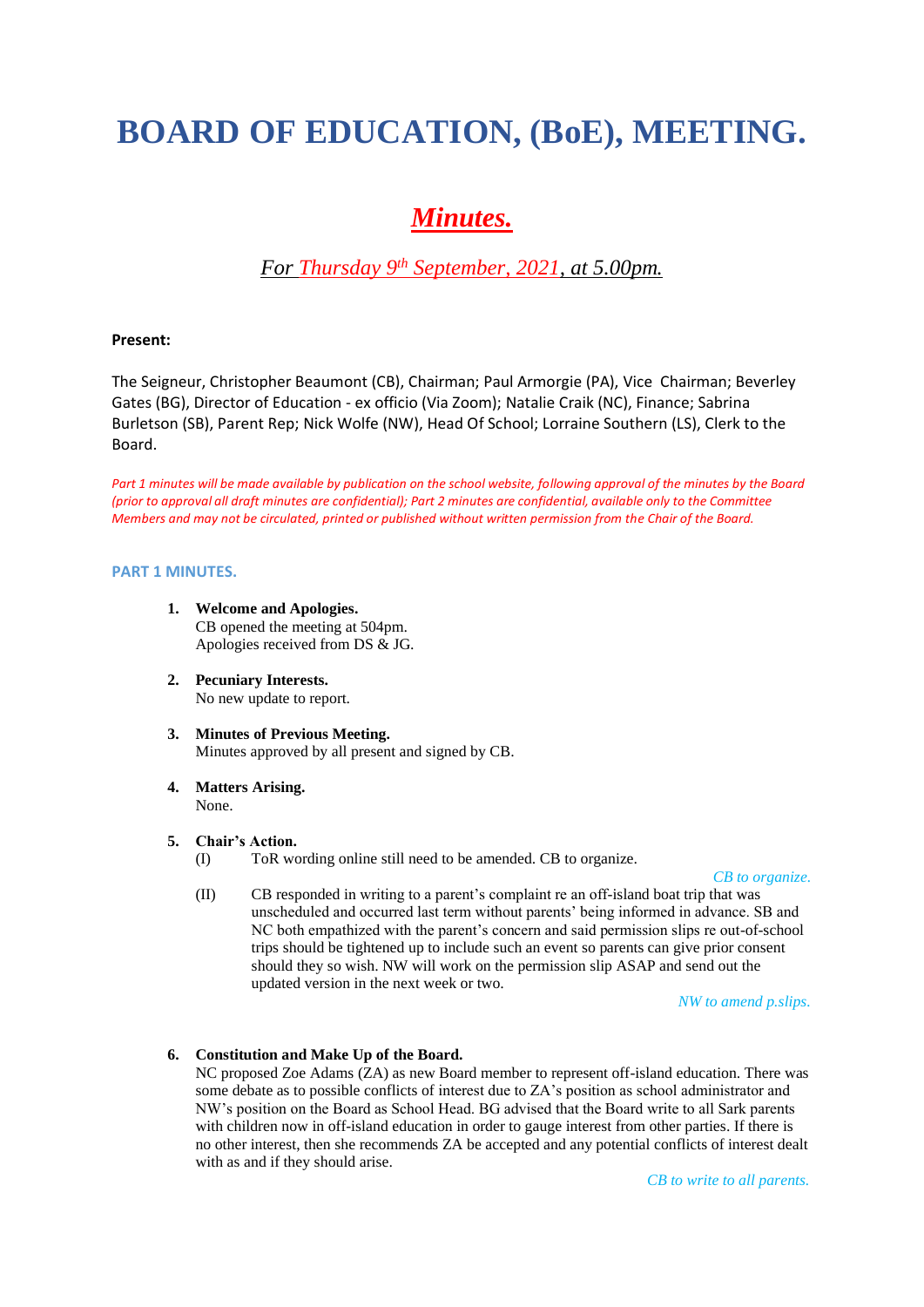# BOARD OF EDUCATION, (BoE), MEETING.

## *Minutes.*

### *For Thursday 9th September, 2021, at 5.00pm.*

**Present:**

The Seigneur, Christopher Beaumont (CB), Chairman; Paul Armorgie (PA), Vice Chairman; Beverley Gates (BG), Director of Education - ex officio (Via Zoom); Natalie Craik (NC), Finance; Sabrina Burletson (SB), Parent Rep; Nick Wolfe (NW), Head Of School; Lorraine Southern (LS), Clerk to the Board.

*Part 1 minutes will be made available by publication on the school website, following approval of the minutes by the Board (prior to approval all draft minutes are confidential); Part 2 minutes are confidential, available only to the Committee Members and may not be circulated, printed or published without written permission from the Chair of the Board.*

**PART 1 MINUTES.**

1. **Welcome and Apologies.**
   CB opened the meeting at 504pm.
   Apologies received from DS & JG.

2. **Pecuniary Interests.**
   No new update to report.

3. **Minutes of Previous Meeting.**
   Minutes approved by all present and signed by CB.

4. **Matters Arising.**
   None.

5. **Chair's Action.**
   (I) ToR wording online still need to be amended. CB to organize.

   *CB to organize.*

   (II) CB responded in writing to a parent's complaint re an off-island boat trip that was unscheduled and occurred last term without parents' being informed in advance. SB and NC both empathized with the parent's concern and said permission slips re out-of-school trips should be tightened up to include such an event so parents can give prior consent should they so wish. NW will work on the permission slip ASAP and send out the updated version in the next week or two.

   *NW to amend p.slips.*

6. **Constitution and Make Up of the Board.**
   NC proposed Zoe Adams (ZA) as new Board member to represent off-island education. There was some debate as to possible conflicts of interest due to ZA's position as school administrator and NW's position on the Board as School Head. BG advised that the Board write to all Sark parents with children now in off-island education in order to gauge interest from other parties. If there is no other interest, then she recommends ZA be accepted and any potential conflicts of interest dealt with as and if they should arise.

   *CB to write to all parents.*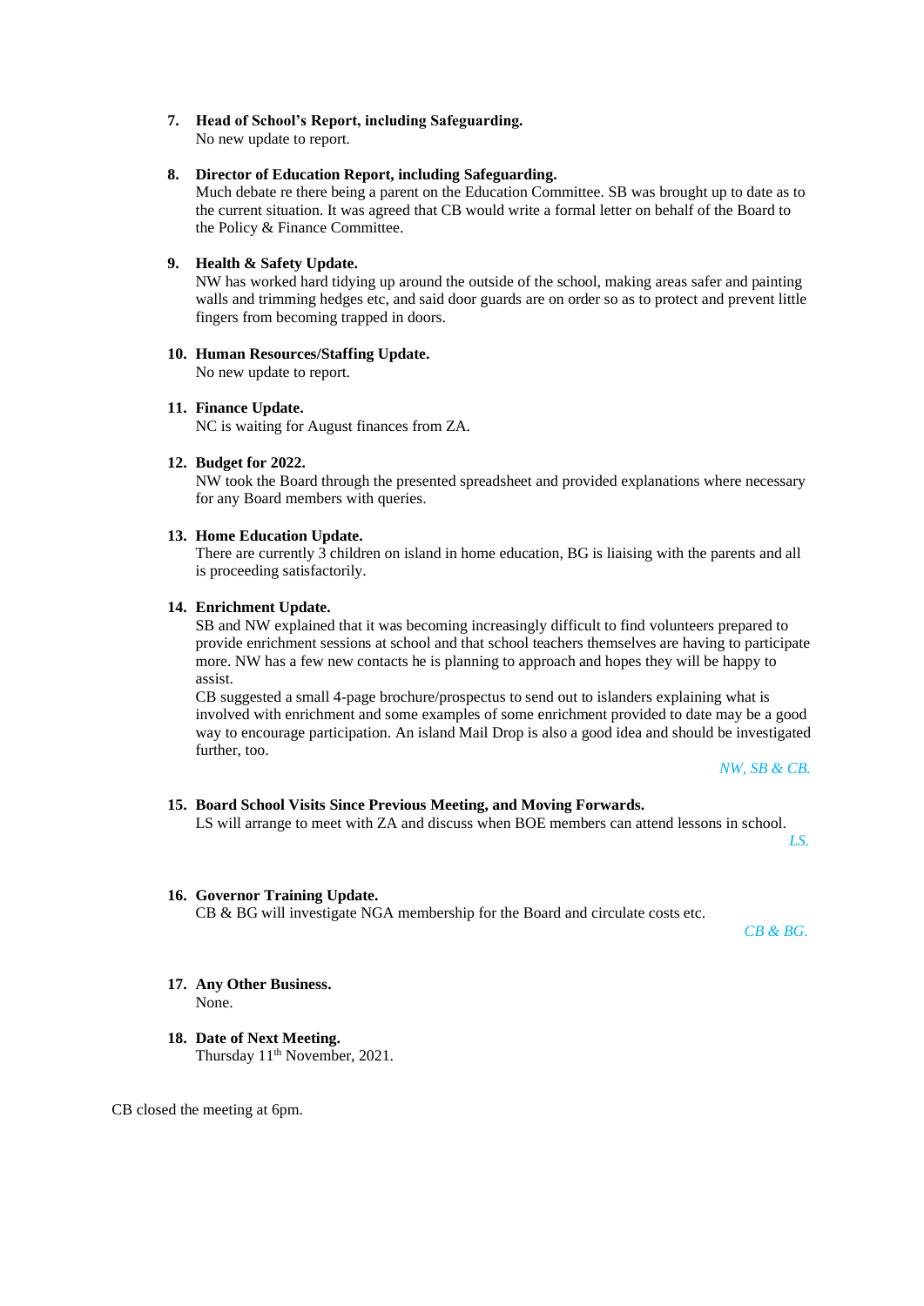7. **Head of School's Report, including Safeguarding.**
   No new update to report.

8. **Director of Education Report, including Safeguarding.**
   Much debate re there being a parent on the Education Committee. SB was brought up to date as to the current situation. It was agreed that CB would write a formal letter on behalf of the Board to the Policy & Finance Committee.

9. **Health & Safety Update.**
   NW has worked hard tidying up around the outside of the school, making areas safer and painting walls and trimming hedges etc, and said door guards are on order so as to protect and prevent little fingers from becoming trapped in doors.

10. **Human Resources/Staffing Update.**
    No new update to report.

11. **Finance Update.**
    NC is waiting for August finances from ZA.

12. **Budget for 2022.**
    NW took the Board through the presented spreadsheet and provided explanations where necessary for any Board members with queries.

13. **Home Education Update.**
    There are currently 3 children on island in home education, BG is liaising with the parents and all is proceeding satisfactorily.

14. **Enrichment Update.**
    SB and NW explained that it was becoming increasingly difficult to find volunteers prepared to provide enrichment sessions at school and that school teachers themselves are having to participate more. NW has a few new contacts he is planning to approach and hopes they will be happy to assist.
    CB suggested a small 4-page brochure/prospectus to send out to islanders explaining what is involved with enrichment and some examples of some enrichment provided to date may be a good way to encourage participation. An island Mail Drop is also a good idea and should be investigated further, too.

    *NW, SB & CB.*

15. **Board School Visits Since Previous Meeting, and Moving Forwards.**
    LS will arrange to meet with ZA and discuss when BOE members can attend lessons in school.

    *LS.*

16. **Governor Training Update.**
    CB & BG will investigate NGA membership for the Board and circulate costs etc.

    *CB & BG.*

17. **Any Other Business.**
    None.

18. **Date of Next Meeting.**
    Thursday 11th November, 2021.

CB closed the meeting at 6pm.